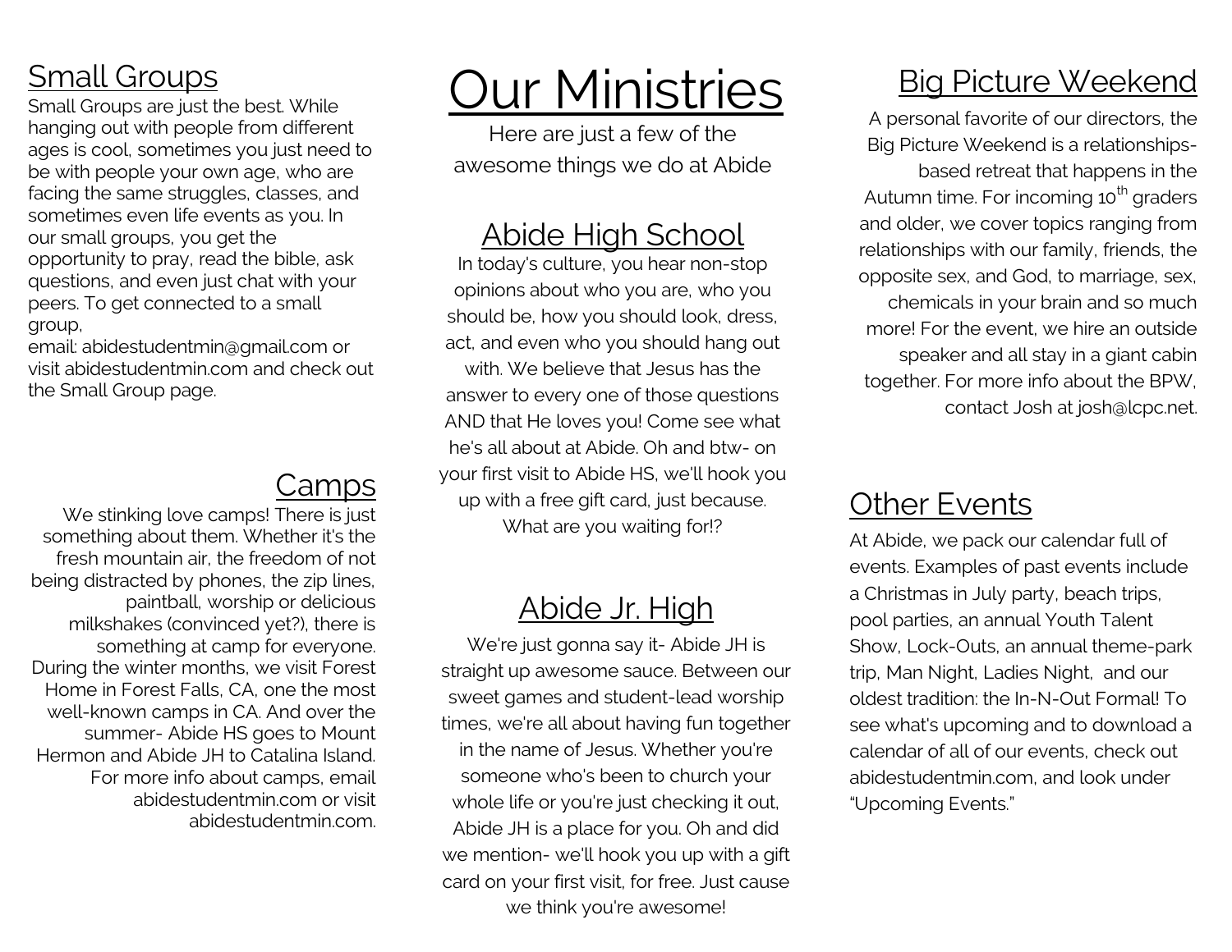# Our Ministries

Here are just a few of the awesome things we do at Abide

## Small Groups

Small Groups are just the best. While hanging out with people from different ages is cool, sometimes you just need to be with people your own age, who are facing the same struggles, classes, and sometimes even life events as you. In our small groups, you get the opportunity to pray, read the bible, ask questions, and even just chat with your peers. To get connected to a small group, email: abidestudentmin@gmail.com or visit abidestudentmin.com and check out the Small Group page.

## Camps

We stinking love camps! There is just something about them. Whether it's the fresh mountain air, the freedom of not being distracted by phones, the zip lines, paintball, worship or delicious milkshakes (convinced yet?), there is something at camp for everyone. During the winter months, we visit Forest Home in Forest Falls, CA, one the most well-known camps in CA. And over the summer- Abide HS goes to Mount Hermon and Abide JH to Catalina Island. For more info about camps, email abidestudentmin.com or visit abidestudentmin.com.

## Abide High School

In today's culture, you hear non-stop opinions about who you are, who you should be, how you should look, dress, act, and even who you should hang out with. We believe that Jesus has the answer to every one of those questions AND that He loves you! Come see what he's all about at Abide. Oh and btw- on your first visit to Abide HS, we'll hook you up with a free gift card, just because. What are you waiting for!?

## Abide Jr. High

We're just gonna say it- Abide JH is straight up awesome sauce. Between our sweet games and student-lead worship times, we're all about having fun together in the name of Jesus. Whether you're someone who's been to church your whole life or you're just checking it out, Abide JH is a place for you. Oh and did we mention- we'll hook you up with a gift card on your first visit, for free. Just cause we think you're awesome!

## Big Picture Weekend

A personal favorite of our directors, the Big Picture Weekend is a relationships-based retreat that happens in the Autumn time. For incoming 10th graders and older, we cover topics ranging from relationships with our family, friends, the opposite sex, and God, to marriage, sex, chemicals in your brain and so much more! For the event, we hire an outside speaker and all stay in a giant cabin together. For more info about the BPW, contact Josh at josh@lcpc.net.

## Other Events

At Abide, we pack our calendar full of events. Examples of past events include a Christmas in July party, beach trips, pool parties, an annual Youth Talent Show, Lock-Outs, an annual theme-park trip, Man Night, Ladies Night, and our oldest tradition: the In-N-Out Formal! To see what's upcoming and to download a calendar of all of our events, check out abidestudentmin.com, and look under "Upcoming Events."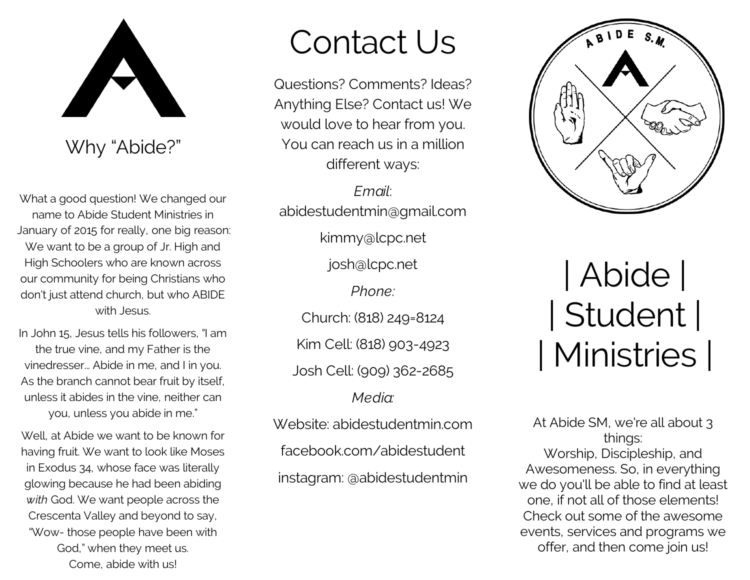## Why "Abide?"

What a good question! We changed our name to Abide Student Ministries in January of 2015 for really, one big reason: We want to be a group of Jr. High and High Schoolers who are known across our community for being Christians who don't just attend church, but who ABIDE with Jesus.

In John 15, Jesus tells his followers, "I am the true vine, and my Father is the vinedresser... Abide in me, and I in you. As the branch cannot bear fruit by itself, unless it abides in the vine, neither can you, unless you abide in me."

Well, at Abide we want to be known for having fruit. We want to look like Moses in Exodus 34, whose face was literally glowing because he had been abiding *with* God. We want people across the Crescenta Valley and beyond to say, "Wow- those people have been with God," when they meet us.
Come, abide with us!

# Contact Us

Questions? Comments? Ideas? Anything Else? Contact us! We would love to hear from you. You can reach us in a million different ways:

*Email*:
abidestudentmin@gmail.com

kimmy@lcpc.net

josh@lcpc.net

*Phone:*

Church: (818) 249=8124

Kim Cell: (818) 903-4923

Josh Cell: (909) 362-2685

*Media:*

Website: abidestudentmin.com

facebook.com/abidestudent

instagram: @abidestudentmin

ABIDE S.M.

# | Abide |
# | Student |
# | Ministries |

At Abide SM, we're all about 3 things:
Worship, Discipleship, and Awesomeness. So, in everything we do you'll be able to find at least one, if not all of those elements! Check out some of the awesome events, services and programs we offer, and then come join us!